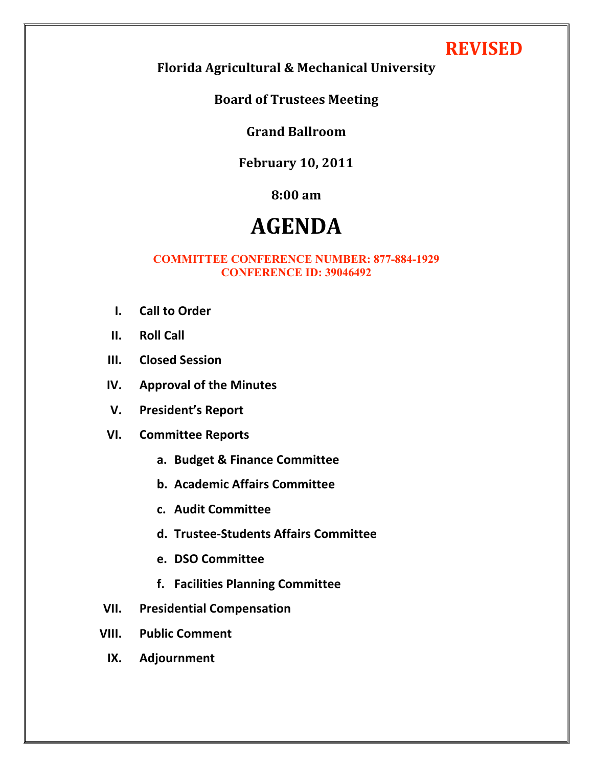**REVISED**

**Florida Agricultural & Mechanical University**

**Board of Trustees Meeting**

**Grand Ballroom**

**February 10, 2011**

**8:00 am**

# AGENDA

**COMMITTEE CONFERENCE NUMBER: 877-884-1929**
**CONFERENCE ID: 39046492**

I. **Call to Order**

II. **Roll Call**

III. **Closed Session**

IV. **Approval of the Minutes**

V. **President's Report**

VI. **Committee Reports**

  a. **Budget & Finance Committee**

  b. **Academic Affairs Committee**

  c. **Audit Committee**

  d. **Trustee-Students Affairs Committee**

  e. **DSO Committee**

  f. **Facilities Planning Committee**

VII. **Presidential Compensation**

VIII. **Public Comment**

IX. **Adjournment**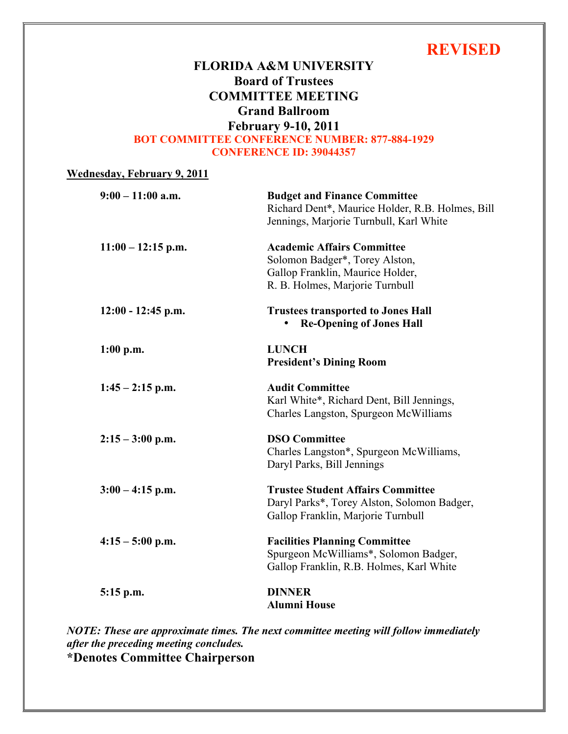**REVISED**

# FLORIDA A&M UNIVERSITY
## Board of Trustees
## COMMITTEE MEETING
## Grand Ballroom
## February 9-10, 2011

**BOT COMMITTEE CONFERENCE NUMBER: 877-884-1929**
**CONFERENCE ID: 39044357**

**Wednesday, February 9, 2011**

| | |
|---|---|
| **9:00 – 11:00 a.m.** | **Budget and Finance Committee**<br>Richard Dent*, Maurice Holder, R.B. Holmes, Bill Jennings, Marjorie Turnbull, Karl White |
| **11:00 – 12:15 p.m.** | **Academic Affairs Committee**<br>Solomon Badger*, Torey Alston, Gallop Franklin, Maurice Holder, R. B. Holmes, Marjorie Turnbull |
| **12:00 - 12:45 p.m.** | **Trustees transported to Jones Hall**<br>• **Re-Opening of Jones Hall** |
| **1:00 p.m.** | **LUNCH**<br>**President's Dining Room** |
| **1:45 – 2:15 p.m.** | **Audit Committee**<br>Karl White*, Richard Dent, Bill Jennings, Charles Langston, Spurgeon McWilliams |
| **2:15 – 3:00 p.m.** | **DSO Committee**<br>Charles Langston*, Spurgeon McWilliams, Daryl Parks, Bill Jennings |
| **3:00 – 4:15 p.m.** | **Trustee Student Affairs Committee**<br>Daryl Parks*, Torey Alston, Solomon Badger, Gallop Franklin, Marjorie Turnbull |
| **4:15 – 5:00 p.m.** | **Facilities Planning Committee**<br>Spurgeon McWilliams*, Solomon Badger, Gallop Franklin, R.B. Holmes, Karl White |
| **5:15 p.m.** | **DINNER**<br>**Alumni House** |

***NOTE: These are approximate times. The next committee meeting will follow immediately after the preceding meeting concludes.***

**\*Denotes Committee Chairperson**